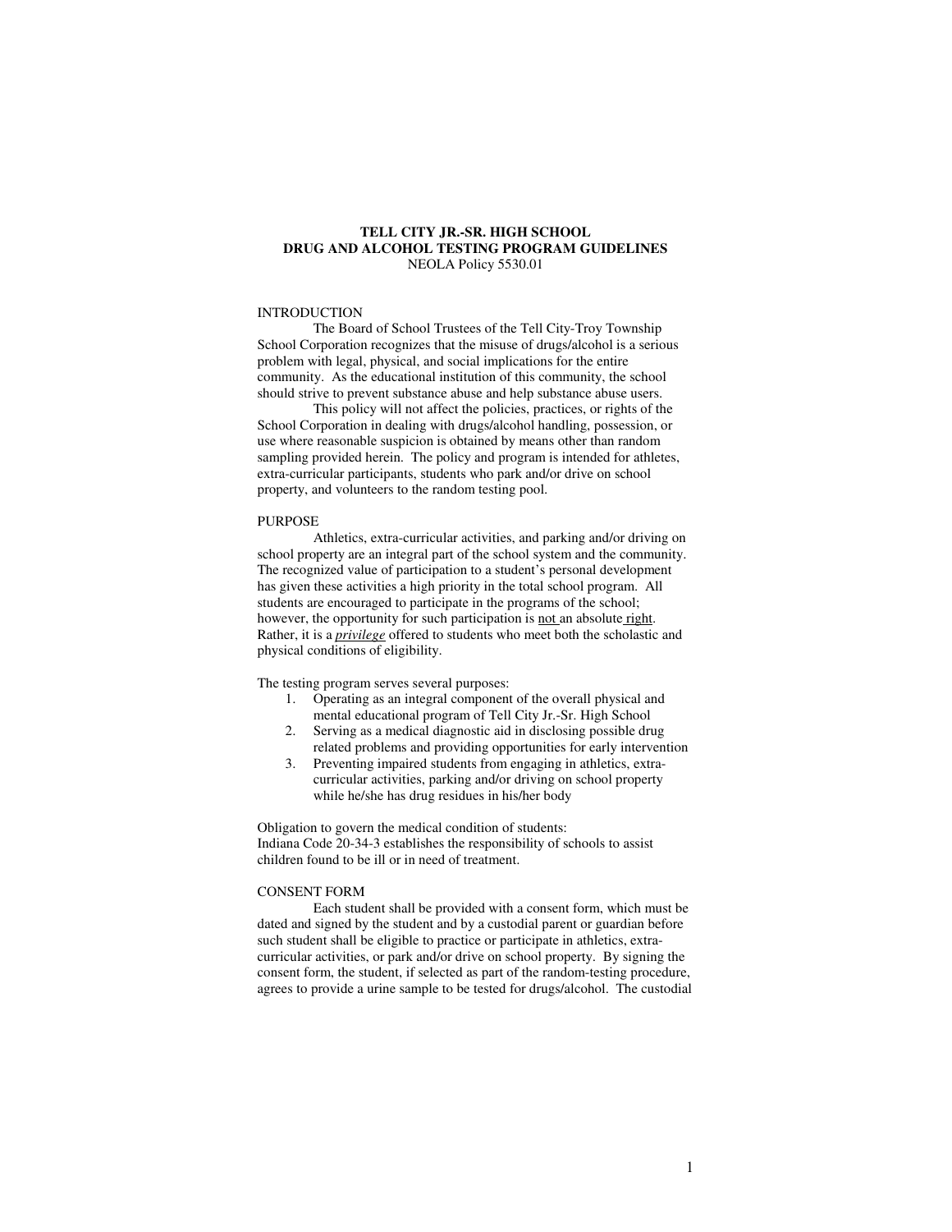# TELL CITY JR.-SR. HIGH SCHOOL
# DRUG AND ALCOHOL TESTING PROGRAM GUIDELINES

NEOLA Policy 5530.01

## INTRODUCTION

The Board of School Trustees of the Tell City-Troy Township School Corporation recognizes that the misuse of drugs/alcohol is a serious problem with legal, physical, and social implications for the entire community. As the educational institution of this community, the school should strive to prevent substance abuse and help substance abuse users.

This policy will not affect the policies, practices, or rights of the School Corporation in dealing with drugs/alcohol handling, possession, or use where reasonable suspicion is obtained by means other than random sampling provided herein. The policy and program is intended for athletes, extra-curricular participants, students who park and/or drive on school property, and volunteers to the random testing pool.

## PURPOSE

Athletics, extra-curricular activities, and parking and/or driving on school property are an integral part of the school system and the community. The recognized value of participation to a student's personal development has given these activities a high priority in the total school program. All students are encouraged to participate in the programs of the school; however, the opportunity for such participation is <u>not</u> an absolute <u>right</u>. Rather, it is a ***<u>privilege</u>*** offered to students who meet both the scholastic and physical conditions of eligibility.

The testing program serves several purposes:

1. Operating as an integral component of the overall physical and mental educational program of Tell City Jr.-Sr. High School
2. Serving as a medical diagnostic aid in disclosing possible drug related problems and providing opportunities for early intervention
3. Preventing impaired students from engaging in athletics, extra-curricular activities, parking and/or driving on school property while he/she has drug residues in his/her body

Obligation to govern the medical condition of students:
Indiana Code 20-34-3 establishes the responsibility of schools to assist children found to be ill or in need of treatment.

## CONSENT FORM

Each student shall be provided with a consent form, which must be dated and signed by the student and by a custodial parent or guardian before such student shall be eligible to practice or participate in athletics, extra-curricular activities, or park and/or drive on school property. By signing the consent form, the student, if selected as part of the random-testing procedure, agrees to provide a urine sample to be tested for drugs/alcohol. The custodial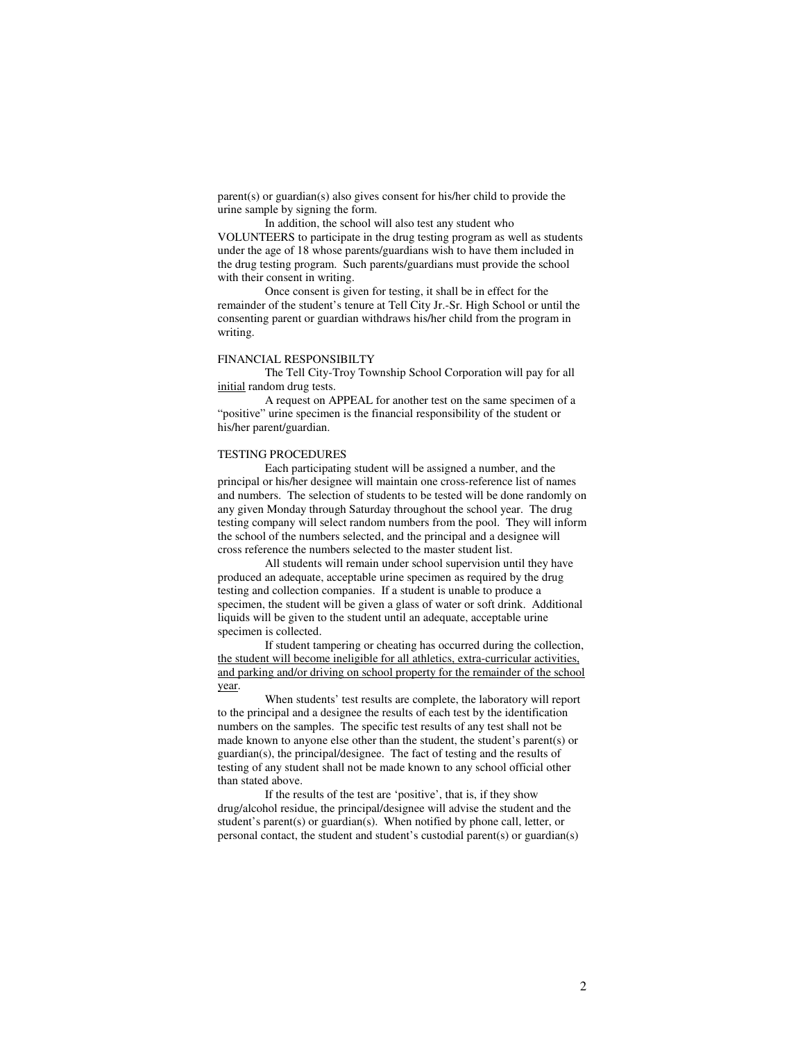parent(s) or guardian(s) also gives consent for his/her child to provide the urine sample by signing the form.

In addition, the school will also test any student who VOLUNTEERS to participate in the drug testing program as well as students under the age of 18 whose parents/guardians wish to have them included in the drug testing program. Such parents/guardians must provide the school with their consent in writing.

Once consent is given for testing, it shall be in effect for the remainder of the student's tenure at Tell City Jr.-Sr. High School or until the consenting parent or guardian withdraws his/her child from the program in writing.

## FINANCIAL RESPONSIBILTY

The Tell City-Troy Township School Corporation will pay for all <u>initial</u> random drug tests.

A request on APPEAL for another test on the same specimen of a "positive" urine specimen is the financial responsibility of the student or his/her parent/guardian.

## TESTING PROCEDURES

Each participating student will be assigned a number, and the principal or his/her designee will maintain one cross-reference list of names and numbers. The selection of students to be tested will be done randomly on any given Monday through Saturday throughout the school year. The drug testing company will select random numbers from the pool. They will inform the school of the numbers selected, and the principal and a designee will cross reference the numbers selected to the master student list.

All students will remain under school supervision until they have produced an adequate, acceptable urine specimen as required by the drug testing and collection companies. If a student is unable to produce a specimen, the student will be given a glass of water or soft drink. Additional liquids will be given to the student until an adequate, acceptable urine specimen is collected.

If student tampering or cheating has occurred during the collection, <u>the student will become ineligible for all athletics, extra-curricular activities, and parking and/or driving on school property for the remainder of the school year</u>.

When students' test results are complete, the laboratory will report to the principal and a designee the results of each test by the identification numbers on the samples. The specific test results of any test shall not be made known to anyone else other than the student, the student's parent(s) or guardian(s), the principal/designee. The fact of testing and the results of testing of any student shall not be made known to any school official other than stated above.

If the results of the test are 'positive', that is, if they show drug/alcohol residue, the principal/designee will advise the student and the student's parent(s) or guardian(s). When notified by phone call, letter, or personal contact, the student and student's custodial parent(s) or guardian(s)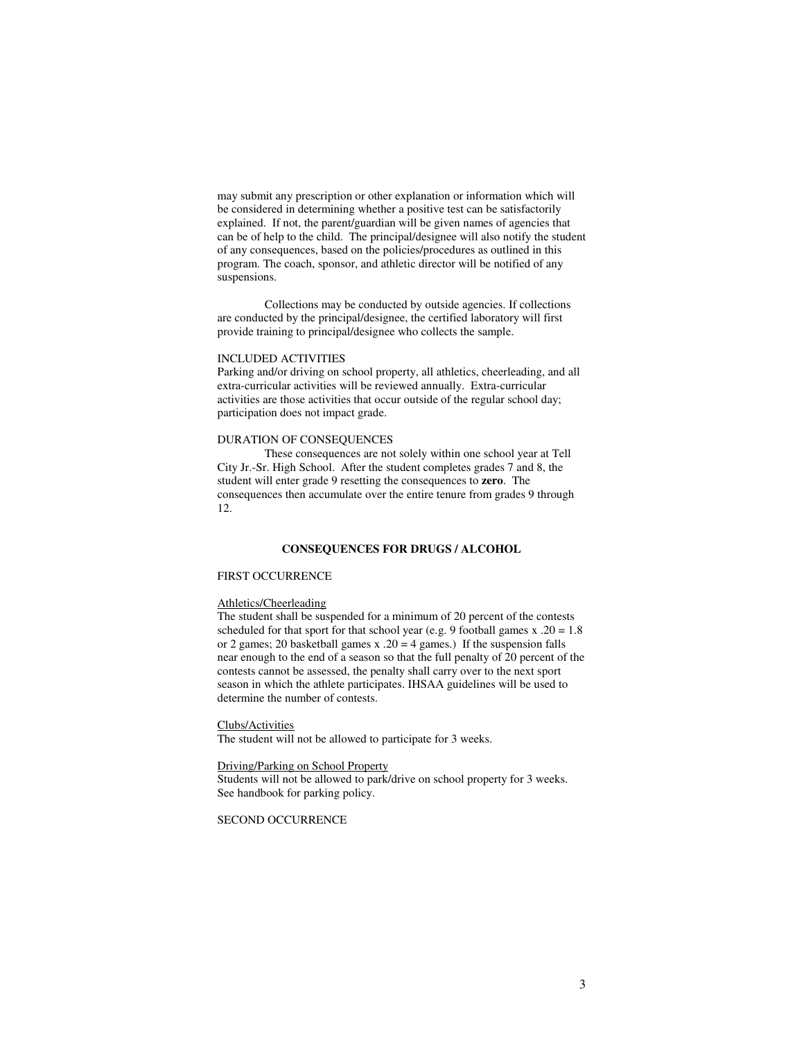may submit any prescription or other explanation or information which will be considered in determining whether a positive test can be satisfactorily explained. If not, the parent/guardian will be given names of agencies that can be of help to the child. The principal/designee will also notify the student of any consequences, based on the policies/procedures as outlined in this program. The coach, sponsor, and athletic director will be notified of any suspensions.

Collections may be conducted by outside agencies. If collections are conducted by the principal/designee, the certified laboratory will first provide training to principal/designee who collects the sample.

INCLUDED ACTIVITIES

Parking and/or driving on school property, all athletics, cheerleading, and all extra-curricular activities will be reviewed annually. Extra-curricular activities are those activities that occur outside of the regular school day; participation does not impact grade.

DURATION OF CONSEQUENCES

These consequences are not solely within one school year at Tell City Jr.-Sr. High School. After the student completes grades 7 and 8, the student will enter grade 9 resetting the consequences to **zero**. The consequences then accumulate over the entire tenure from grades 9 through 12.

## CONSEQUENCES FOR DRUGS / ALCOHOL

FIRST OCCURRENCE

Athletics/Cheerleading

The student shall be suspended for a minimum of 20 percent of the contests scheduled for that sport for that school year (e.g. 9 football games x .20 = 1.8 or 2 games; 20 basketball games x .20 = 4 games.) If the suspension falls near enough to the end of a season so that the full penalty of 20 percent of the contests cannot be assessed, the penalty shall carry over to the next sport season in which the athlete participates. IHSAA guidelines will be used to determine the number of contests.

Clubs/Activities

The student will not be allowed to participate for 3 weeks.

Driving/Parking on School Property

Students will not be allowed to park/drive on school property for 3 weeks. See handbook for parking policy.

SECOND OCCURRENCE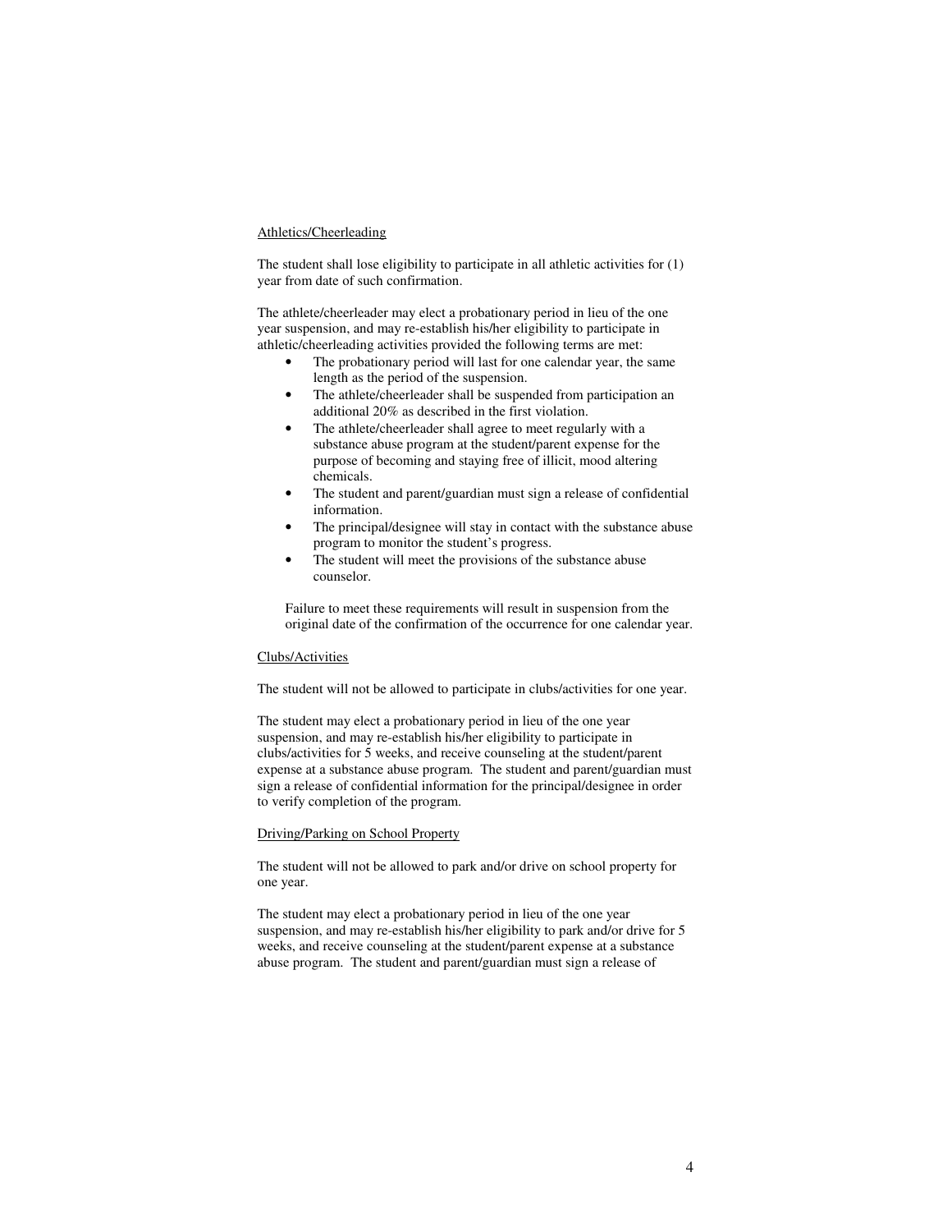<u>Athletics/Cheerleading</u>

The student shall lose eligibility to participate in all athletic activities for (1) year from date of such confirmation.

The athlete/cheerleader may elect a probationary period in lieu of the one year suspension, and may re-establish his/her eligibility to participate in athletic/cheerleading activities provided the following terms are met:

- The probationary period will last for one calendar year, the same length as the period of the suspension.
- The athlete/cheerleader shall be suspended from participation an additional 20% as described in the first violation.
- The athlete/cheerleader shall agree to meet regularly with a substance abuse program at the student/parent expense for the purpose of becoming and staying free of illicit, mood altering chemicals.
- The student and parent/guardian must sign a release of confidential information.
- The principal/designee will stay in contact with the substance abuse program to monitor the student's progress.
- The student will meet the provisions of the substance abuse counselor.

Failure to meet these requirements will result in suspension from the original date of the confirmation of the occurrence for one calendar year.

<u>Clubs/Activities</u>

The student will not be allowed to participate in clubs/activities for one year.

The student may elect a probationary period in lieu of the one year suspension, and may re-establish his/her eligibility to participate in clubs/activities for 5 weeks, and receive counseling at the student/parent expense at a substance abuse program. The student and parent/guardian must sign a release of confidential information for the principal/designee in order to verify completion of the program.

<u>Driving/Parking on School Property</u>

The student will not be allowed to park and/or drive on school property for one year.

The student may elect a probationary period in lieu of the one year suspension, and may re-establish his/her eligibility to park and/or drive for 5 weeks, and receive counseling at the student/parent expense at a substance abuse program. The student and parent/guardian must sign a release of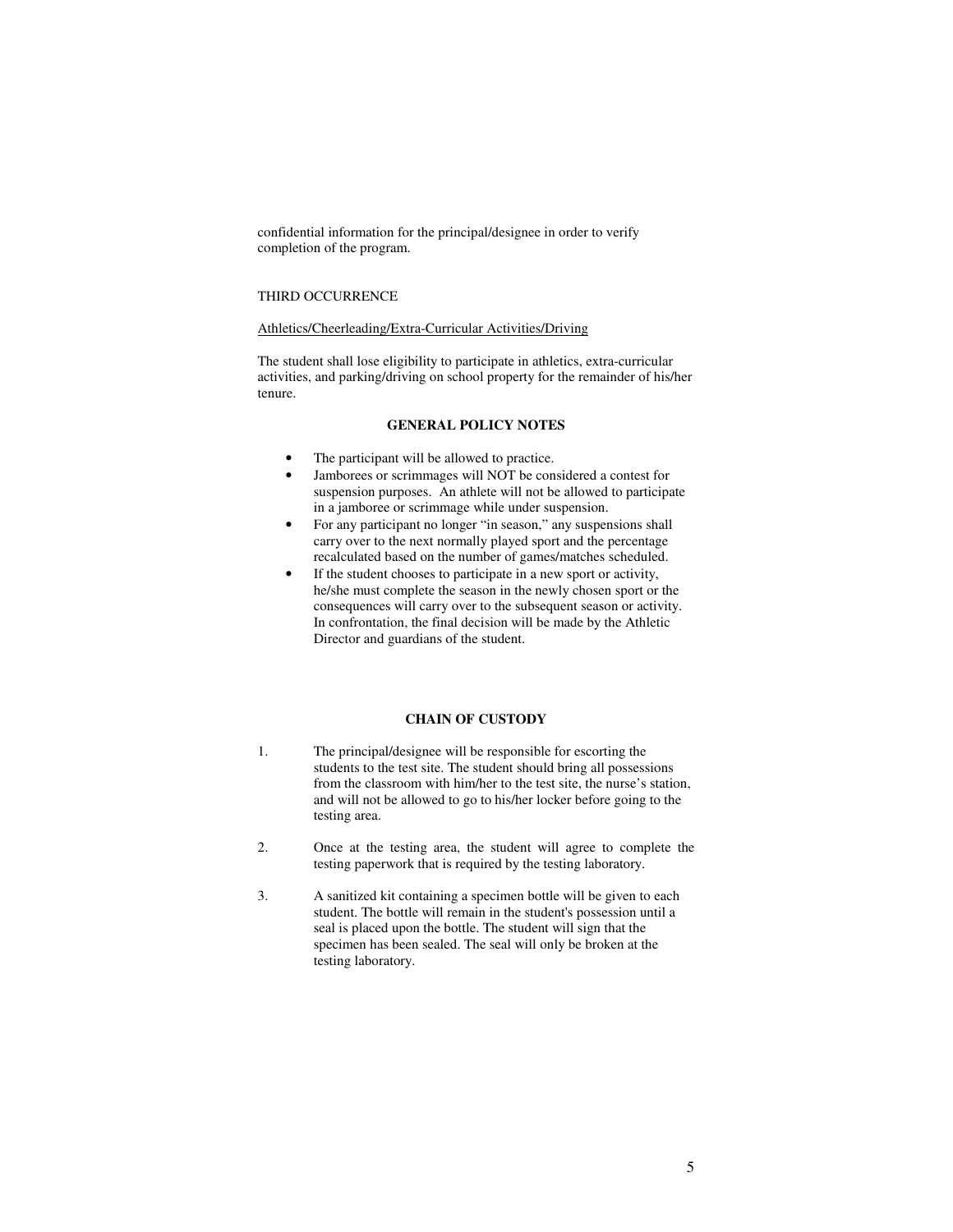confidential information for the principal/designee in order to verify completion of the program.

THIRD OCCURRENCE

Athletics/Cheerleading/Extra-Curricular Activities/Driving

The student shall lose eligibility to participate in athletics, extra-curricular activities, and parking/driving on school property for the remainder of his/her tenure.

## GENERAL POLICY NOTES

- The participant will be allowed to practice.
- Jamborees or scrimmages will NOT be considered a contest for suspension purposes. An athlete will not be allowed to participate in a jamboree or scrimmage while under suspension.
- For any participant no longer "in season," any suspensions shall carry over to the next normally played sport and the percentage recalculated based on the number of games/matches scheduled.
- If the student chooses to participate in a new sport or activity, he/she must complete the season in the newly chosen sport or the consequences will carry over to the subsequent season or activity. In confrontation, the final decision will be made by the Athletic Director and guardians of the student.

## CHAIN OF CUSTODY

1. The principal/designee will be responsible for escorting the students to the test site. The student should bring all possessions from the classroom with him/her to the test site, the nurse's station, and will not be allowed to go to his/her locker before going to the testing area.

2. Once at the testing area, the student will agree to complete the testing paperwork that is required by the testing laboratory.

3. A sanitized kit containing a specimen bottle will be given to each student. The bottle will remain in the student's possession until a seal is placed upon the bottle. The student will sign that the specimen has been sealed. The seal will only be broken at the testing laboratory.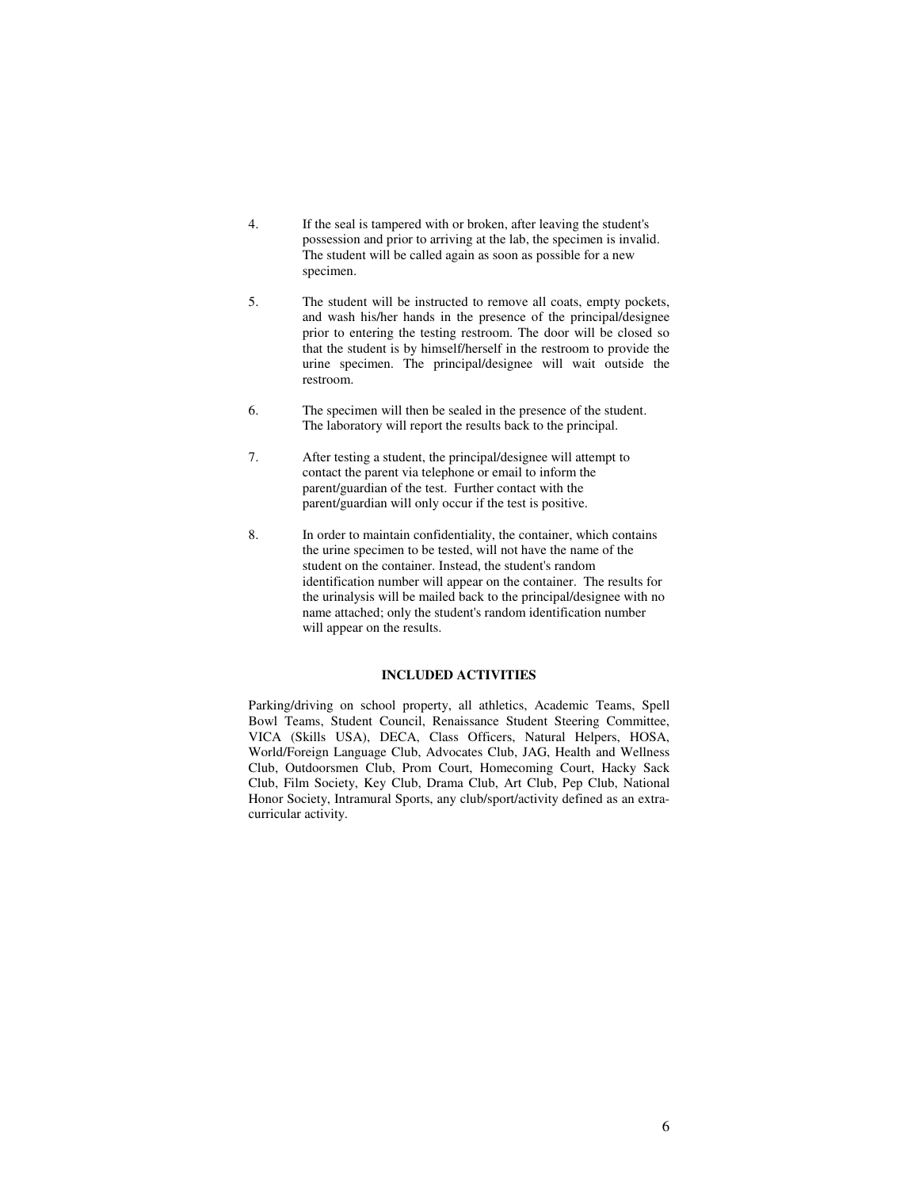4. If the seal is tampered with or broken, after leaving the student's possession and prior to arriving at the lab, the specimen is invalid. The student will be called again as soon as possible for a new specimen.

5. The student will be instructed to remove all coats, empty pockets, and wash his/her hands in the presence of the principal/designee prior to entering the testing restroom. The door will be closed so that the student is by himself/herself in the restroom to provide the urine specimen. The principal/designee will wait outside the restroom.

6. The specimen will then be sealed in the presence of the student. The laboratory will report the results back to the principal.

7. After testing a student, the principal/designee will attempt to contact the parent via telephone or email to inform the parent/guardian of the test. Further contact with the parent/guardian will only occur if the test is positive.

8. In order to maintain confidentiality, the container, which contains the urine specimen to be tested, will not have the name of the student on the container. Instead, the student's random identification number will appear on the container. The results for the urinalysis will be mailed back to the principal/designee with no name attached; only the student's random identification number will appear on the results.

## INCLUDED ACTIVITIES

Parking/driving on school property, all athletics, Academic Teams, Spell Bowl Teams, Student Council, Renaissance Student Steering Committee, VICA (Skills USA), DECA, Class Officers, Natural Helpers, HOSA, World/Foreign Language Club, Advocates Club, JAG, Health and Wellness Club, Outdoorsmen Club, Prom Court, Homecoming Court, Hacky Sack Club, Film Society, Key Club, Drama Club, Art Club, Pep Club, National Honor Society, Intramural Sports, any club/sport/activity defined as an extra-curricular activity.